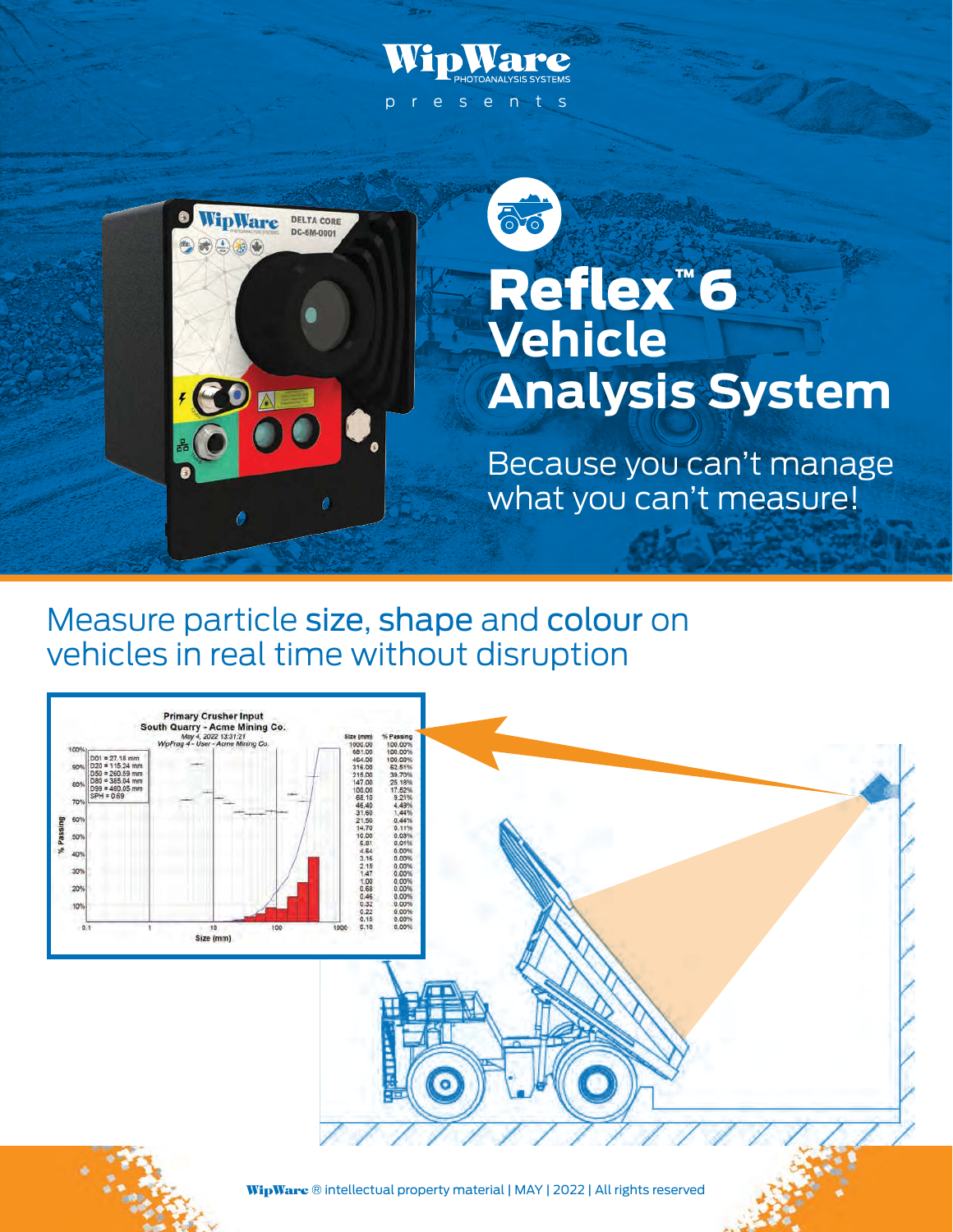WipWare
PHOTOANALYSIS SYSTEMS

presents

# Reflex™ 6 Vehicle Analysis System

Because you can't manage what you can't measure!

## Measure particle size, shape and colour on vehicles in real time without disruption

WipWare ® intellectual property material | MAY | 2022 | All rights reserved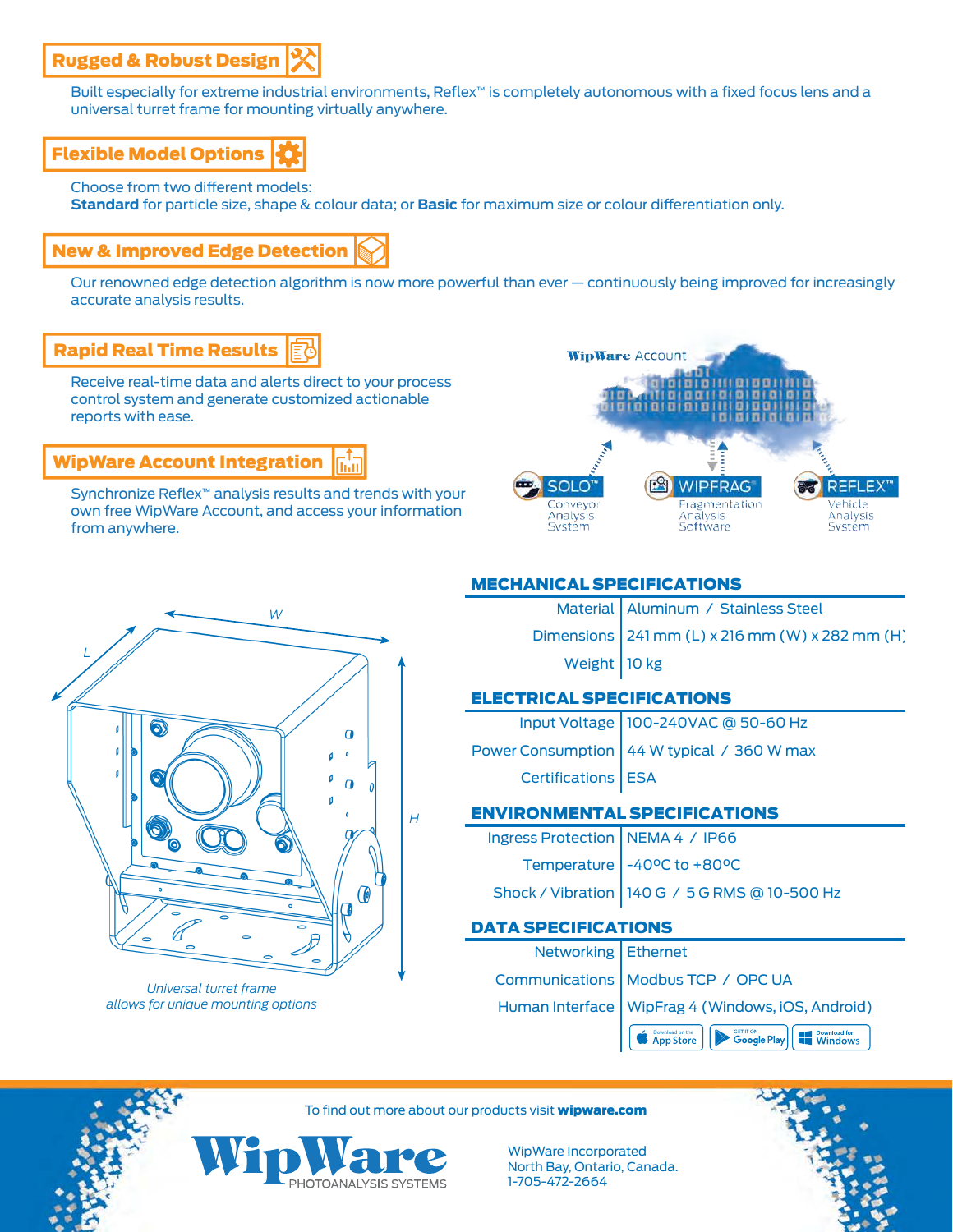## Rugged & Robust Design

Built especially for extreme industrial environments, Reflex™ is completely autonomous with a fixed focus lens and a universal turret frame for mounting virtually anywhere.

## Flexible Model Options

Choose from two different models:
**Standard** for particle size, shape & colour data; or **Basic** for maximum size or colour differentiation only.

## New & Improved Edge Detection

Our renowned edge detection algorithm is now more powerful than ever — continuously being improved for increasingly accurate analysis results.

## Rapid Real Time Results

Receive real-time data and alerts direct to your process control system and generate customized actionable reports with ease.

## WipWare Account Integration

Synchronize Reflex™ analysis results and trends with your own free WipWare Account, and access your information from anywhere.

WipWare Account

SOLO™ Conveyor Analysis System

WIPFRAG® Fragmentation Analysis Software

REFLEX™ Vehicle Analysis System

W

L

H

*Universal turret frame allows for unique mounting options*

### MECHANICAL SPECIFICATIONS

| | |
|---|---|
| Material | Aluminum / Stainless Steel |
| Dimensions | 241 mm (L) x 216 mm (W) x 282 mm (H) |
| Weight | 10 kg |

### ELECTRICAL SPECIFICATIONS

| | |
|---|---|
| Input Voltage | 100-240VAC @ 50-60 Hz |
| Power Consumption | 44 W typical / 360 W max |
| Certifications | ESA |

### ENVIRONMENTAL SPECIFICATIONS

| | |
|---|---|
| Ingress Protection | NEMA 4 / IP66 |
| Temperature | -40ºC to +80ºC |
| Shock / Vibration | 140 G / 5 G RMS @ 10-500 Hz |

### DATA SPECIFICATIONS

| | |
|---|---|
| Networking | Ethernet |
| Communications | Modbus TCP / OPC UA |
| Human Interface | WipFrag 4 (Windows, iOS, Android) |

Download on the App Store | GET IT ON Google Play | Download for Windows

To find out more about our products visit **wipware.com**

WipWare PHOTOANALYSIS SYSTEMS

WipWare Incorporated
North Bay, Ontario, Canada.
1-705-472-2664